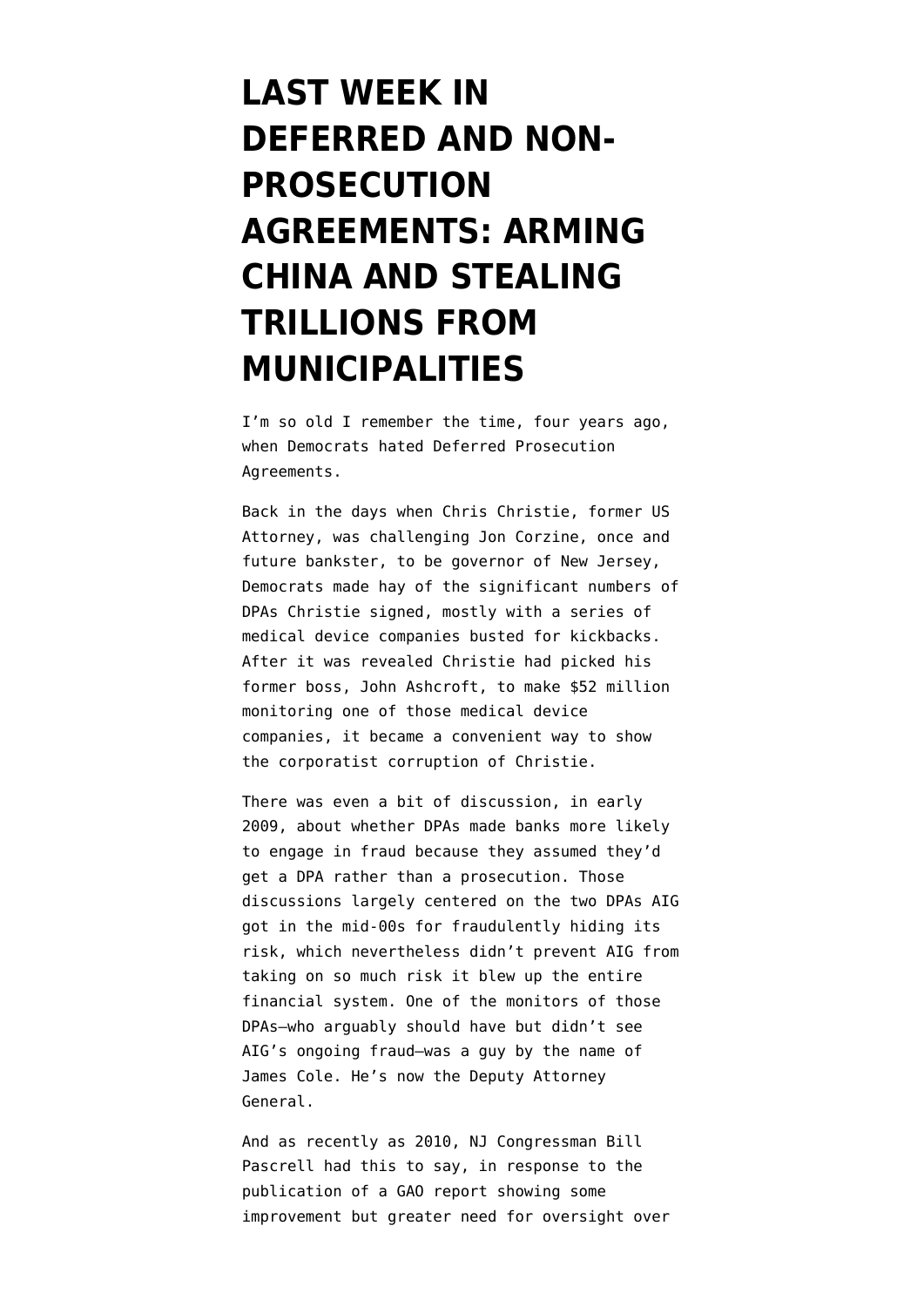# LAST WEEK IN DEFERRED AND NON-PROSECUTION AGREEMENTS: ARMING CHINA AND STEALING TRILLIONS FROM MUNICIPALITIES

I'm so old I remember the time, four years ago, when Democrats hated Deferred Prosecution Agreements.

Back in the days when Chris Christie, former US Attorney, was challenging Jon Corzine, once and future bankster, to be governor of New Jersey, Democrats made hay of the significant numbers of DPAs Christie signed, mostly with a series of medical device companies busted for kickbacks. After it was revealed Christie had picked his former boss, John Ashcroft, to make $52 million monitoring one of those medical device companies, it became a convenient way to show the corporatist corruption of Christie.

There was even a bit of discussion, in early 2009, about whether DPAs made banks more likely to engage in fraud because they assumed they'd get a DPA rather than a prosecution. Those discussions largely centered on the two DPAs AIG got in the mid-00s for fraudulently hiding its risk, which nevertheless didn't prevent AIG from taking on so much risk it blew up the entire financial system. One of the monitors of those DPAs–who arguably should have but didn't see AIG's ongoing fraud–was a guy by the name of James Cole. He's now the Deputy Attorney General.

And as recently as 2010, NJ Congressman Bill Pascrell had this to say, in response to the publication of a GAO report showing some improvement but greater need for oversight over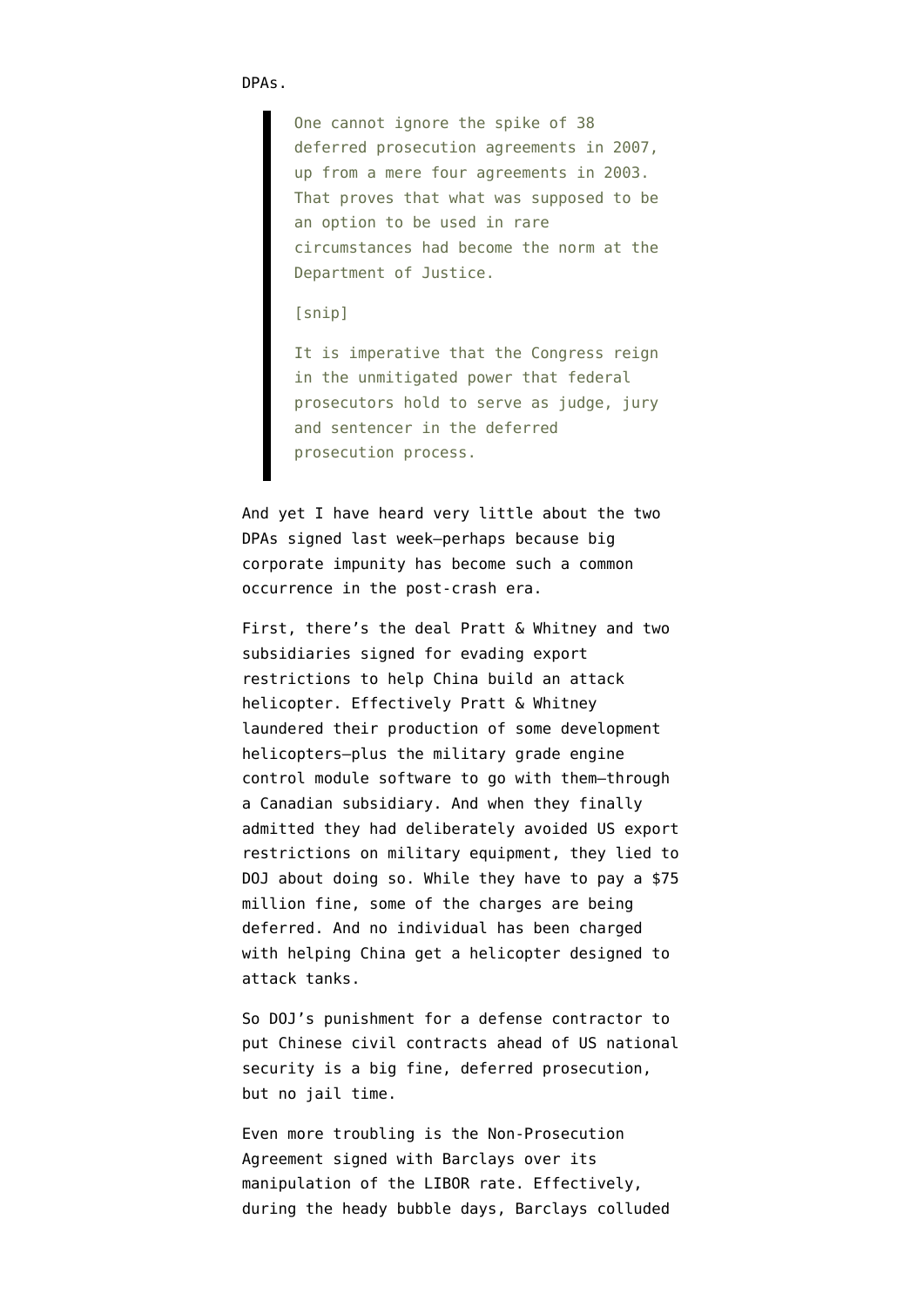DPAs.

> One cannot ignore the spike of 38 deferred prosecution agreements in 2007, up from a mere four agreements in 2003. That proves that what was supposed to be an option to be used in rare circumstances had become the norm at the Department of Justice.
>
> [snip]
>
> It is imperative that the Congress reign in the unmitigated power that federal prosecutors hold to serve as judge, jury and sentencer in the deferred prosecution process.

And yet I have heard very little about the two DPAs signed last week–perhaps because big corporate impunity has become such a common occurrence in the post-crash era.

First, there's the deal Pratt & Whitney and two subsidiaries signed for evading export restrictions to help China build an attack helicopter. Effectively Pratt & Whitney laundered their production of some development helicopters–plus the military grade engine control module software to go with them–through a Canadian subsidiary. And when they finally admitted they had deliberately avoided US export restrictions on military equipment, they lied to DOJ about doing so. While they have to pay a $75 million fine, some of the charges are being deferred. And no individual has been charged with helping China get a helicopter designed to attack tanks.

So DOJ's punishment for a defense contractor to put Chinese civil contracts ahead of US national security is a big fine, deferred prosecution, but no jail time.

Even more troubling is the Non-Prosecution Agreement signed with Barclays over its manipulation of the LIBOR rate. Effectively, during the heady bubble days, Barclays colluded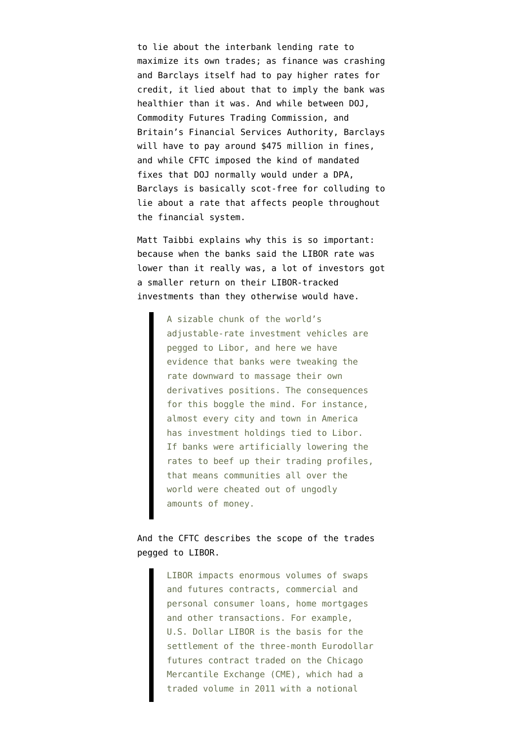to lie about the interbank lending rate to maximize its own trades; as finance was crashing and Barclays itself had to pay higher rates for credit, it lied about that to imply the bank was healthier than it was. And while between DOJ, Commodity Futures Trading Commission, and Britain's Financial Services Authority, Barclays will have to pay around $475 million in fines, and while CFTC imposed the kind of mandated fixes that DOJ normally would under a DPA, Barclays is basically scot-free for colluding to lie about a rate that affects people throughout the financial system.

Matt Taibbi explains why this is so important: because when the banks said the LIBOR rate was lower than it really was, a lot of investors got a smaller return on their LIBOR-tracked investments than they otherwise would have.

> A sizable chunk of the world's adjustable-rate investment vehicles are pegged to Libor, and here we have evidence that banks were tweaking the rate downward to massage their own derivatives positions. The consequences for this boggle the mind. For instance, almost every city and town in America has investment holdings tied to Libor. If banks were artificially lowering the rates to beef up their trading profiles, that means communities all over the world were cheated out of ungodly amounts of money.

And the CFTC describes the scope of the trades pegged to LIBOR.

> LIBOR impacts enormous volumes of swaps and futures contracts, commercial and personal consumer loans, home mortgages and other transactions. For example, U.S. Dollar LIBOR is the basis for the settlement of the three-month Eurodollar futures contract traded on the Chicago Mercantile Exchange (CME), which had a traded volume in 2011 with a notional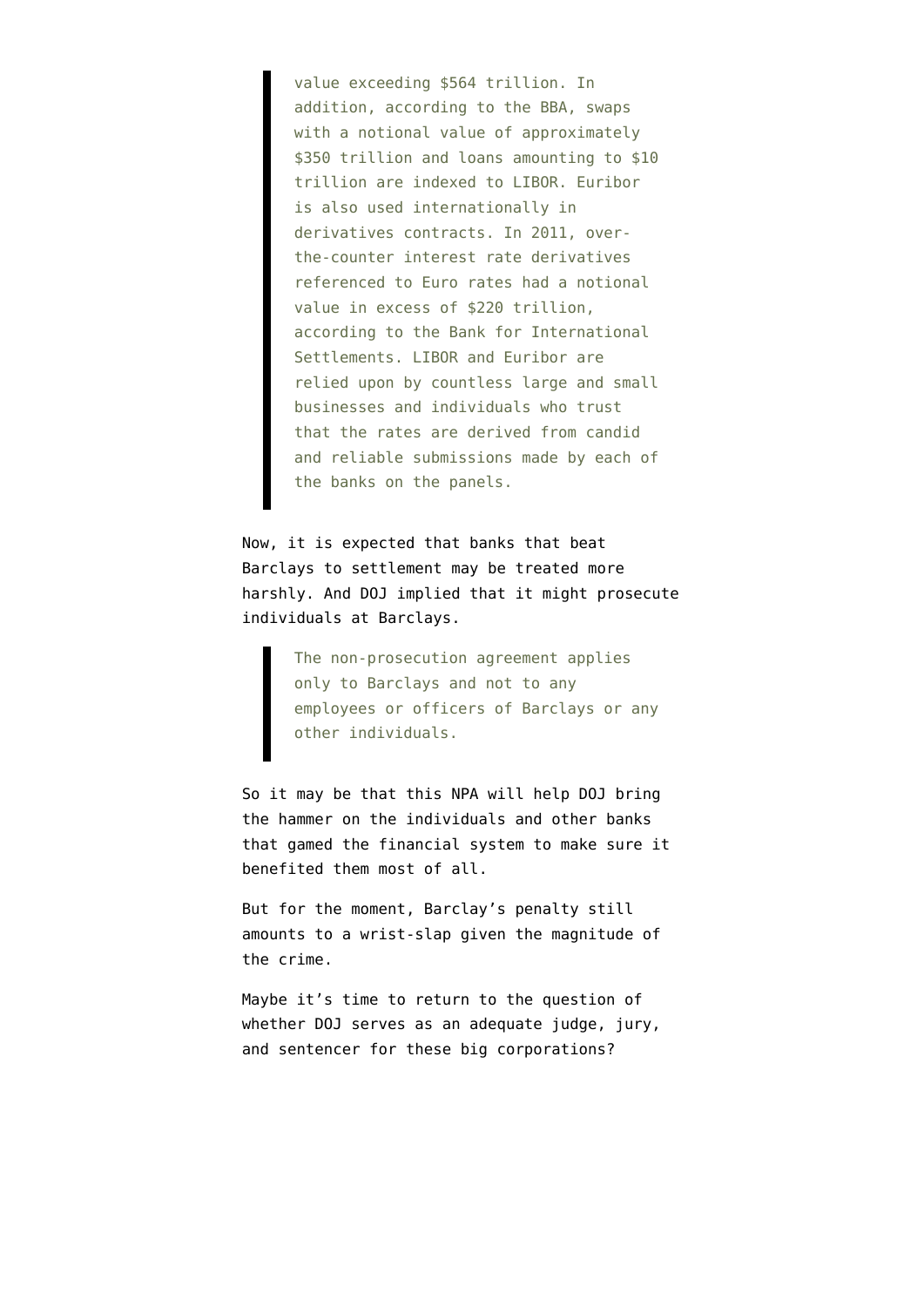> value exceeding $564 trillion. In addition, according to the BBA, swaps with a notional value of approximately $350 trillion and loans amounting to $10 trillion are indexed to LIBOR. Euribor is also used internationally in derivatives contracts. In 2011, over-the-counter interest rate derivatives referenced to Euro rates had a notional value in excess of $220 trillion, according to the Bank for International Settlements. LIBOR and Euribor are relied upon by countless large and small businesses and individuals who trust that the rates are derived from candid and reliable submissions made by each of the banks on the panels.

Now, it is expected that banks that beat Barclays to settlement may be treated more harshly. And DOJ implied that it might prosecute individuals at Barclays.

> The non-prosecution agreement applies only to Barclays and not to any employees or officers of Barclays or any other individuals.

So it may be that this NPA will help DOJ bring the hammer on the individuals and other banks that gamed the financial system to make sure it benefited them most of all.

But for the moment, Barclay's penalty still amounts to a wrist-slap given the magnitude of the crime.

Maybe it's time to return to the question of whether DOJ serves as an adequate judge, jury, and sentencer for these big corporations?